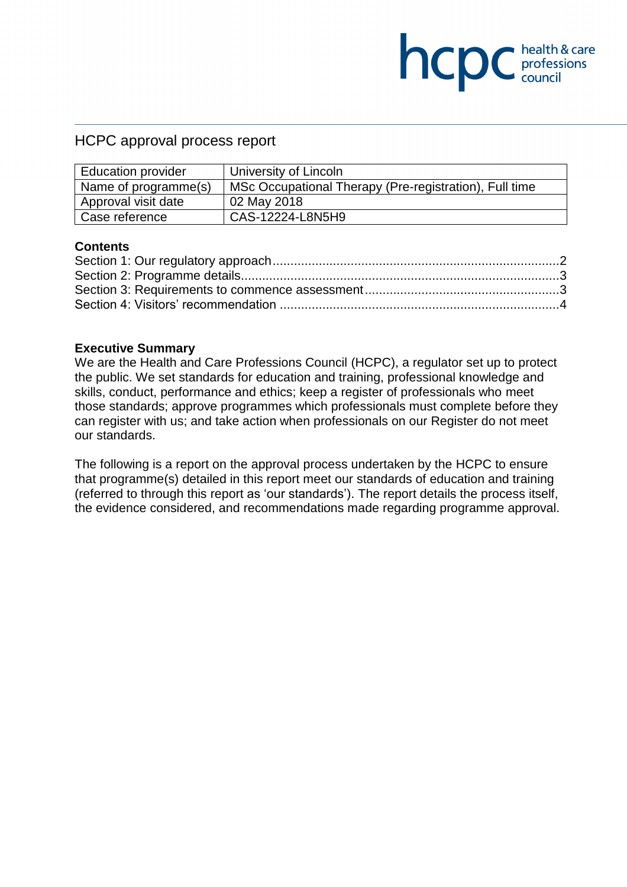# HCPC approval process report

| Education provider | University of Lincoln |
|---|---|
| Name of programme(s) | MSc Occupational Therapy (Pre-registration), Full time |
| Approval visit date | 02 May 2018 |
| Case reference | CAS-12224-L8N5H9 |

**Contents**

Section 1: Our regulatory approach ....................................................... 2
Section 2: Programme details ................................................................ 3
Section 3: Requirements to commence assessment ............................. 3
Section 4: Visitors' recommendation ..................................................... 4

**Executive Summary**

We are the Health and Care Professions Council (HCPC), a regulator set up to protect the public. We set standards for education and training, professional knowledge and skills, conduct, performance and ethics; keep a register of professionals who meet those standards; approve programmes which professionals must complete before they can register with us; and take action when professionals on our Register do not meet our standards.

The following is a report on the approval process undertaken by the HCPC to ensure that programme(s) detailed in this report meet our standards of education and training (referred to through this report as 'our standards'). The report details the process itself, the evidence considered, and recommendations made regarding programme approval.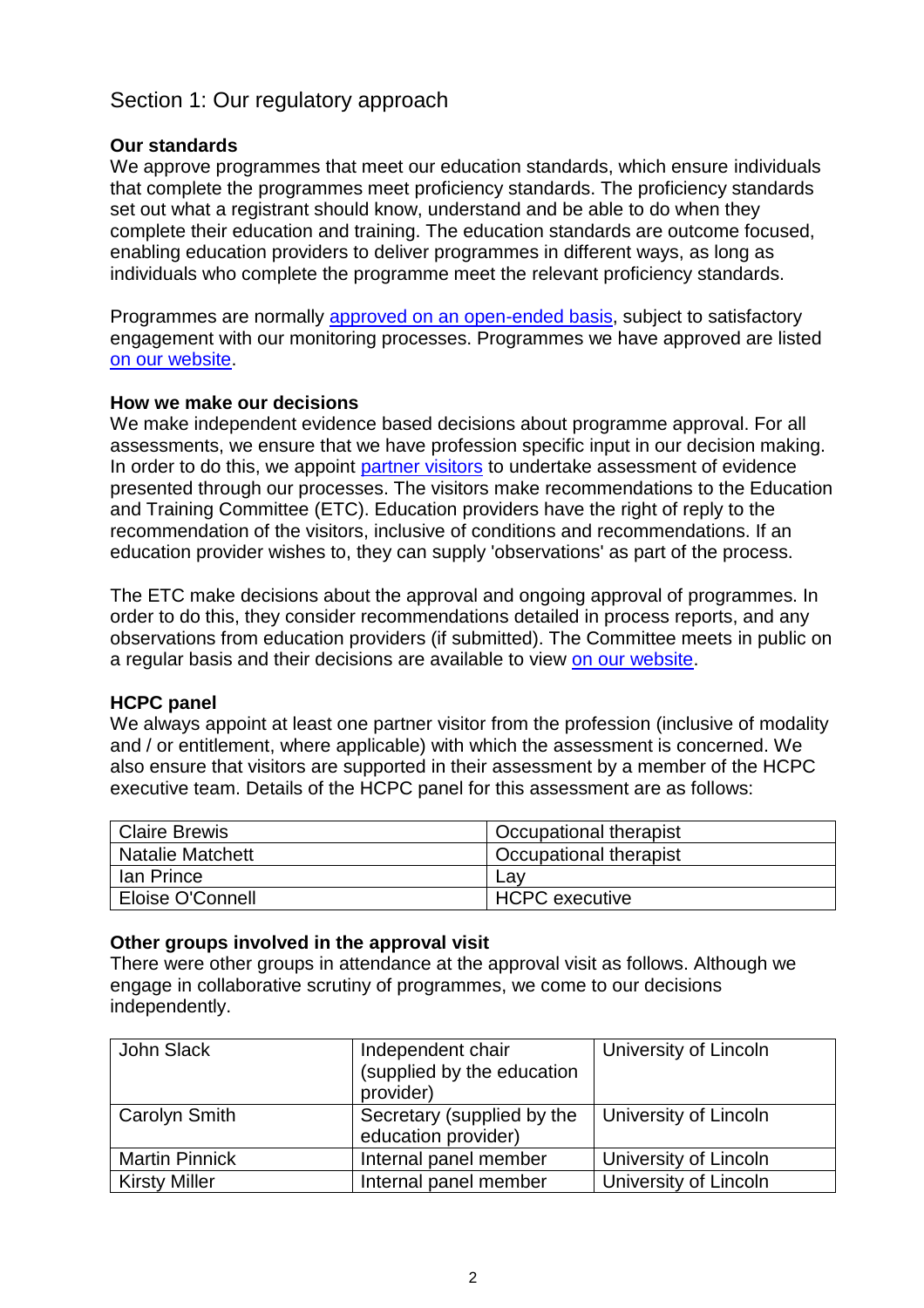## Section 1: Our regulatory approach

### Our standards

We approve programmes that meet our education standards, which ensure individuals that complete the programmes meet proficiency standards. The proficiency standards set out what a registrant should know, understand and be able to do when they complete their education and training. The education standards are outcome focused, enabling education providers to deliver programmes in different ways, as long as individuals who complete the programme meet the relevant proficiency standards.

Programmes are normally approved on an open-ended basis, subject to satisfactory engagement with our monitoring processes. Programmes we have approved are listed on our website.

### How we make our decisions

We make independent evidence based decisions about programme approval. For all assessments, we ensure that we have profession specific input in our decision making. In order to do this, we appoint partner visitors to undertake assessment of evidence presented through our processes. The visitors make recommendations to the Education and Training Committee (ETC). Education providers have the right of reply to the recommendation of the visitors, inclusive of conditions and recommendations. If an education provider wishes to, they can supply 'observations' as part of the process.

The ETC make decisions about the approval and ongoing approval of programmes. In order to do this, they consider recommendations detailed in process reports, and any observations from education providers (if submitted). The Committee meets in public on a regular basis and their decisions are available to view on our website.

### HCPC panel

We always appoint at least one partner visitor from the profession (inclusive of modality and / or entitlement, where applicable) with which the assessment is concerned. We also ensure that visitors are supported in their assessment by a member of the HCPC executive team. Details of the HCPC panel for this assessment are as follows:

| | |
|---|---|
| Claire Brewis | Occupational therapist |
| Natalie Matchett | Occupational therapist |
| Ian Prince | Lay |
| Eloise O'Connell | HCPC executive |

### Other groups involved in the approval visit

There were other groups in attendance at the approval visit as follows. Although we engage in collaborative scrutiny of programmes, we come to our decisions independently.

| | | |
|---|---|---|
| John Slack | Independent chair (supplied by the education provider) | University of Lincoln |
| Carolyn Smith | Secretary (supplied by the education provider) | University of Lincoln |
| Martin Pinnick | Internal panel member | University of Lincoln |
| Kirsty Miller | Internal panel member | University of Lincoln |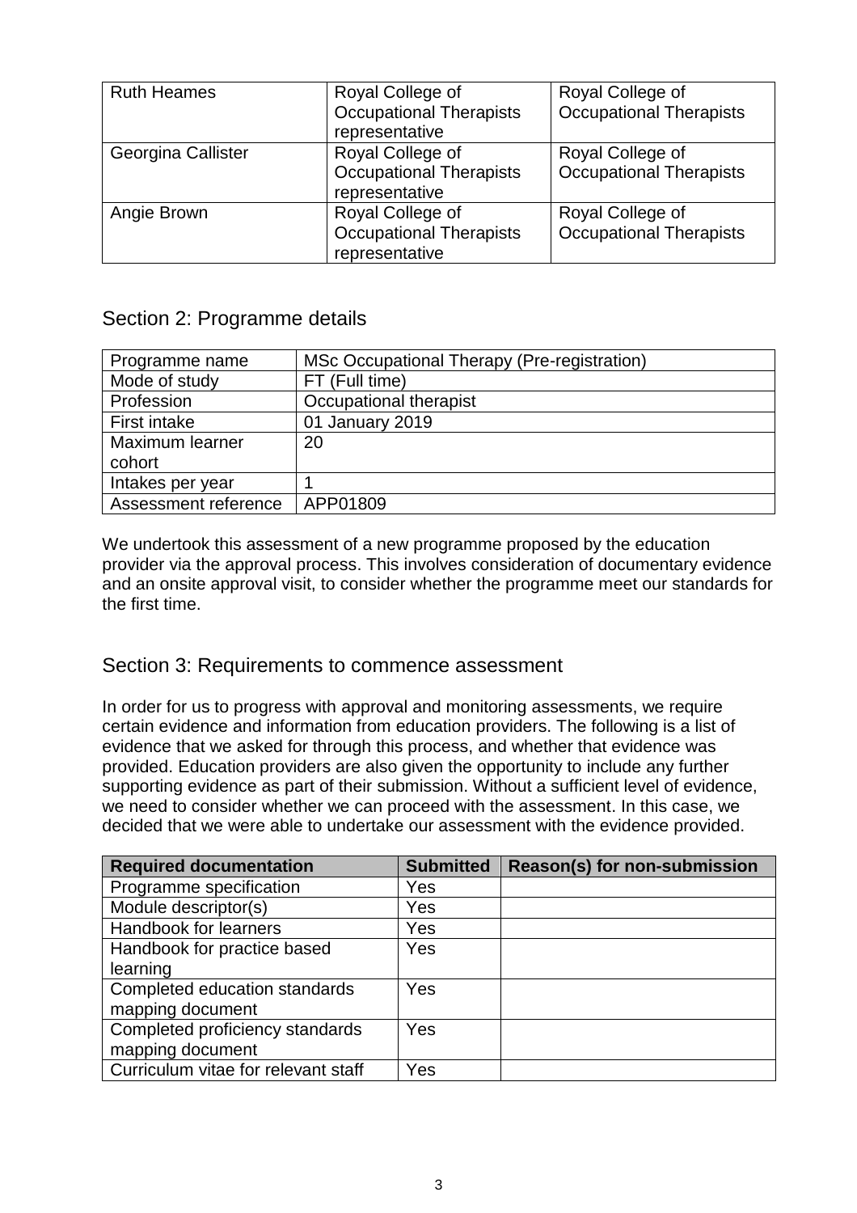| Ruth Heames | Royal College of Occupational Therapists representative | Royal College of Occupational Therapists |
|---|---|---|
| Georgina Callister | Royal College of Occupational Therapists representative | Royal College of Occupational Therapists |
| Angie Brown | Royal College of Occupational Therapists representative | Royal College of Occupational Therapists |

## Section 2: Programme details

| Programme name | MSc Occupational Therapy (Pre-registration) |
|---|---|
| Mode of study | FT (Full time) |
| Profession | Occupational therapist |
| First intake | 01 January 2019 |
| Maximum learner cohort | 20 |
| Intakes per year | 1 |
| Assessment reference | APP01809 |

We undertook this assessment of a new programme proposed by the education provider via the approval process. This involves consideration of documentary evidence and an onsite approval visit, to consider whether the programme meet our standards for the first time.

## Section 3: Requirements to commence assessment

In order for us to progress with approval and monitoring assessments, we require certain evidence and information from education providers. The following is a list of evidence that we asked for through this process, and whether that evidence was provided. Education providers are also given the opportunity to include any further supporting evidence as part of their submission. Without a sufficient level of evidence, we need to consider whether we can proceed with the assessment. In this case, we decided that we were able to undertake our assessment with the evidence provided.

| Required documentation | Submitted | Reason(s) for non-submission |
|---|---|---|
| Programme specification | Yes | |
| Module descriptor(s) | Yes | |
| Handbook for learners | Yes | |
| Handbook for practice based learning | Yes | |
| Completed education standards mapping document | Yes | |
| Completed proficiency standards mapping document | Yes | |
| Curriculum vitae for relevant staff | Yes | |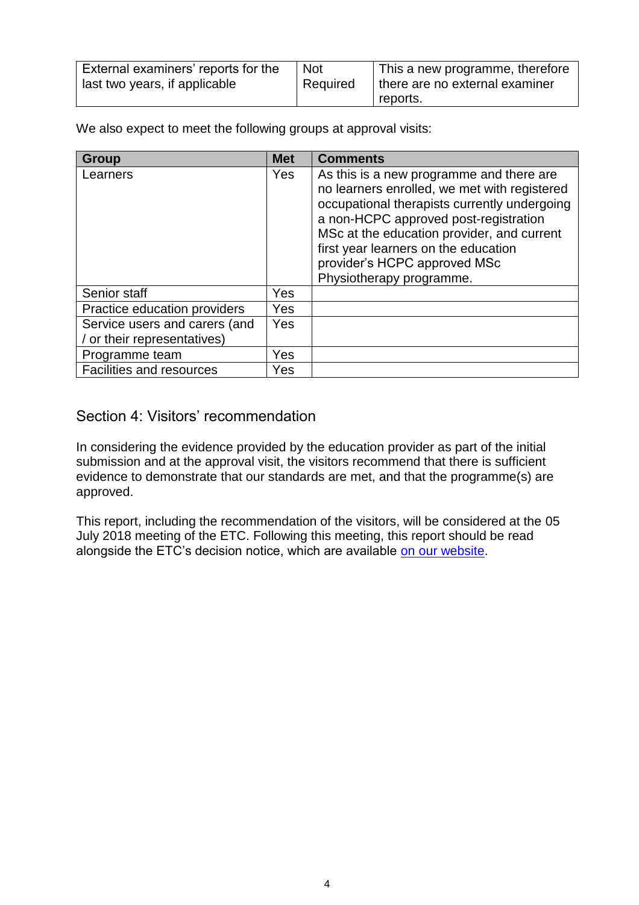| | | |
|---|---|---|
| External examiners' reports for the last two years, if applicable | Not Required | This a new programme, therefore there are no external examiner reports. |

We also expect to meet the following groups at approval visits:

| Group | Met | Comments |
|---|---|---|
| Learners | Yes | As this is a new programme and there are no learners enrolled, we met with registered occupational therapists currently undergoing a non-HCPC approved post-registration MSc at the education provider, and current first year learners on the education provider's HCPC approved MSc Physiotherapy programme. |
| Senior staff | Yes | |
| Practice education providers | Yes | |
| Service users and carers (and / or their representatives) | Yes | |
| Programme team | Yes | |
| Facilities and resources | Yes | |

## Section 4: Visitors' recommendation

In considering the evidence provided by the education provider as part of the initial submission and at the approval visit, the visitors recommend that there is sufficient evidence to demonstrate that our standards are met, and that the programme(s) are approved.

This report, including the recommendation of the visitors, will be considered at the 05 July 2018 meeting of the ETC. Following this meeting, this report should be read alongside the ETC's decision notice, which are available on our website.